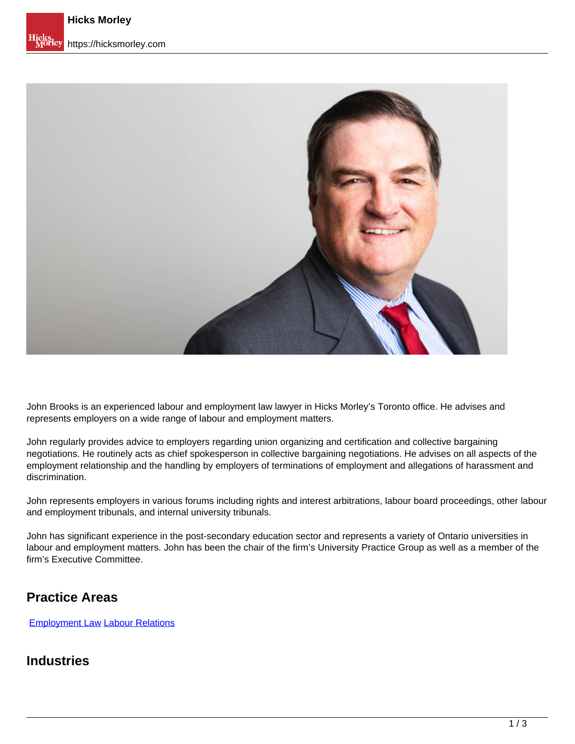John Brooks is an experienced labour and employment law lawyer in Hicks Morley's Toronto office. He advises and represents employers on a wide range of labour and employment matters.

John regularly provides advice to employers regarding union organizing and certification and collective bargaining negotiations. He routinely acts as chief spokesperson in collective bargaining negotiations. He advises on all aspects of the employment relationship and the handling by employers of terminations of employment and allegations of harassment and discrimination.

John represents employers in various forums including rights and interest arbitrations, labour board proceedings, other labour and employment tribunals, and internal university tribunals.

John has significant experience in the post-secondary education sector and represents a variety of Ontario universities in labour and employment matters. John has been the chair of the firm's University Practice Group as well as a member of the firm's Executive Committee.

## Practice Areas

Employment Law Labour Relations

## Industries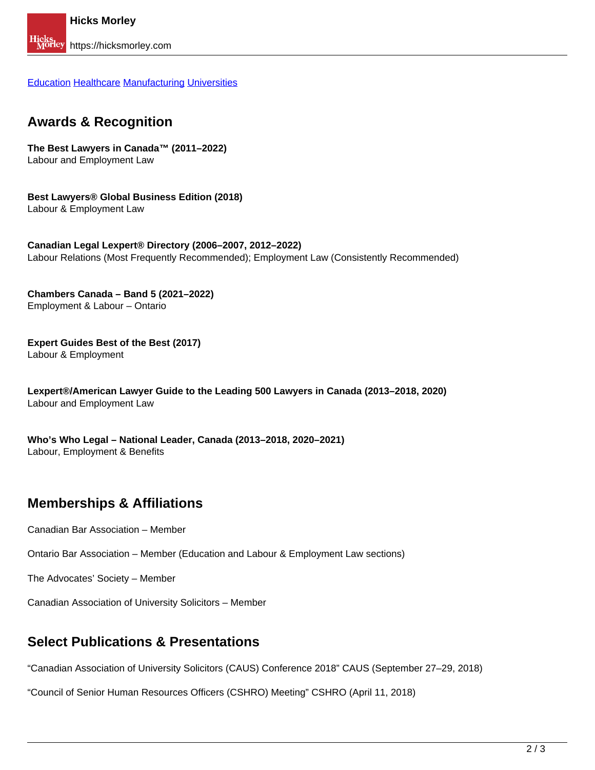[Education](#) [Healthcare](#) [Manufacturing](#) [Universities](#)

## Awards & Recognition

**The Best Lawyers in Canada™ (2011–2022)**
Labour and Employment Law

**Best Lawyers® Global Business Edition (2018)**
Labour & Employment Law

**Canadian Legal Lexpert® Directory (2006–2007, 2012–2022)**
Labour Relations (Most Frequently Recommended); Employment Law (Consistently Recommended)

**Chambers Canada – Band 5 (2021–2022)**
Employment & Labour – Ontario

**Expert Guides Best of the Best (2017)**
Labour & Employment

**Lexpert®/American Lawyer Guide to the Leading 500 Lawyers in Canada (2013–2018, 2020)**
Labour and Employment Law

**Who's Who Legal – National Leader, Canada (2013–2018, 2020–2021)**
Labour, Employment & Benefits

## Memberships & Affiliations

Canadian Bar Association – Member

Ontario Bar Association – Member (Education and Labour & Employment Law sections)

The Advocates' Society – Member

Canadian Association of University Solicitors – Member

## Select Publications & Presentations

"Canadian Association of University Solicitors (CAUS) Conference 2018" CAUS (September 27–29, 2018)

"Council of Senior Human Resources Officers (CSHRO) Meeting" CSHRO (April 11, 2018)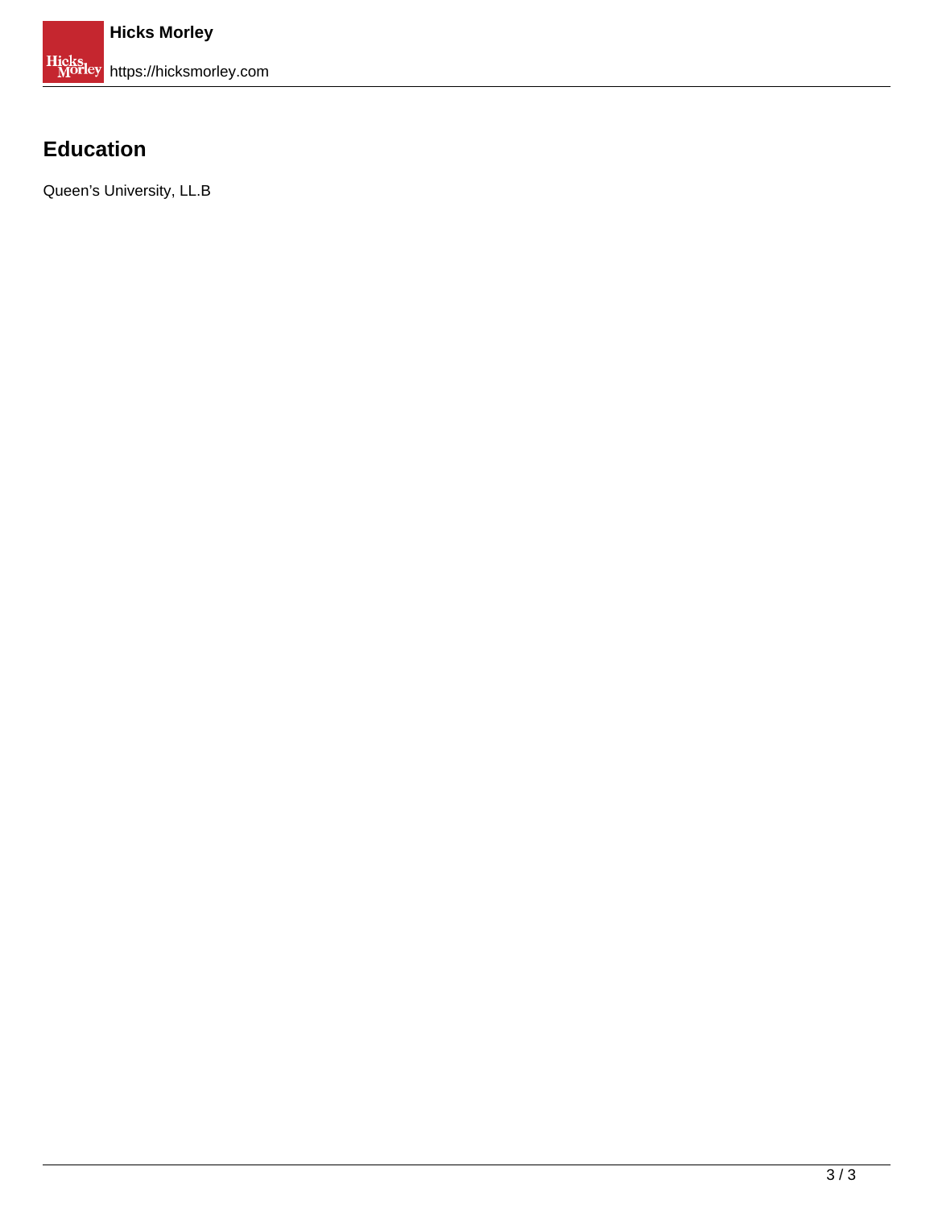## Education

Queen’s University, LL.B